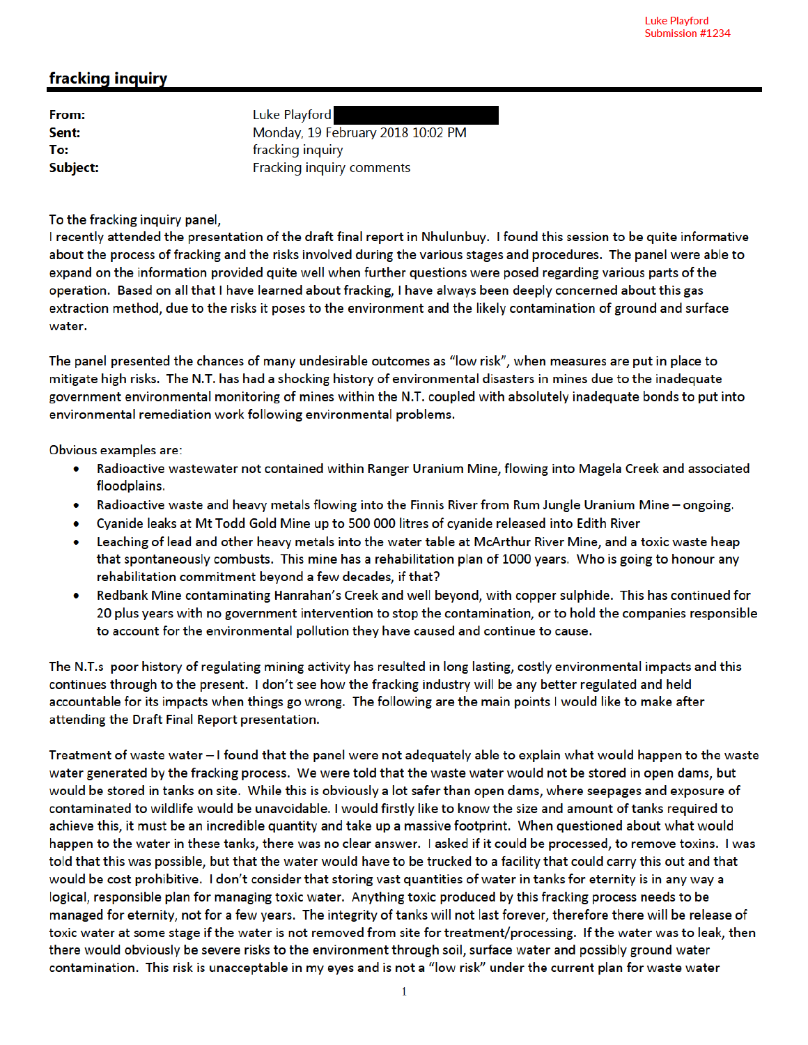Luke Playford
Submission #1234

## fracking inquiry

**From:** Luke Playford
**Sent:** Monday, 19 February 2018 10:02 PM
**To:** fracking inquiry
**Subject:** Fracking inquiry comments

To the fracking inquiry panel,

I recently attended the presentation of the draft final report in Nhulunbuy. I found this session to be quite informative about the process of fracking and the risks involved during the various stages and procedures. The panel were able to expand on the information provided quite well when further questions were posed regarding various parts of the operation. Based on all that I have learned about fracking, I have always been deeply concerned about this gas extraction method, due to the risks it poses to the environment and the likely contamination of ground and surface water.

The panel presented the chances of many undesirable outcomes as "low risk", when measures are put in place to mitigate high risks. The N.T. has had a shocking history of environmental disasters in mines due to the inadequate government environmental monitoring of mines within the N.T. coupled with absolutely inadequate bonds to put into environmental remediation work following environmental problems.

Obvious examples are:

- Radioactive wastewater not contained within Ranger Uranium Mine, flowing into Magela Creek and associated floodplains.
- Radioactive waste and heavy metals flowing into the Finnis River from Rum Jungle Uranium Mine – ongoing.
- Cyanide leaks at Mt Todd Gold Mine up to 500 000 litres of cyanide released into Edith River
- Leaching of lead and other heavy metals into the water table at McArthur River Mine, and a toxic waste heap that spontaneously combusts. This mine has a rehabilitation plan of 1000 years. Who is going to honour any rehabilitation commitment beyond a few decades, if that?
- Redbank Mine contaminating Hanrahan's Creek and well beyond, with copper sulphide. This has continued for 20 plus years with no government intervention to stop the contamination, or to hold the companies responsible to account for the environmental pollution they have caused and continue to cause.

The N.T.s poor history of regulating mining activity has resulted in long lasting, costly environmental impacts and this continues through to the present. I don't see how the fracking industry will be any better regulated and held accountable for its impacts when things go wrong. The following are the main points I would like to make after attending the Draft Final Report presentation.

Treatment of waste water – I found that the panel were not adequately able to explain what would happen to the waste water generated by the fracking process. We were told that the waste water would not be stored in open dams, but would be stored in tanks on site. While this is obviously a lot safer than open dams, where seepages and exposure of contaminated to wildlife would be unavoidable. I would firstly like to know the size and amount of tanks required to achieve this, it must be an incredible quantity and take up a massive footprint. When questioned about what would happen to the water in these tanks, there was no clear answer. I asked if it could be processed, to remove toxins. I was told that this was possible, but that the water would have to be trucked to a facility that could carry this out and that would be cost prohibitive. I don't consider that storing vast quantities of water in tanks for eternity is in any way a logical, responsible plan for managing toxic water. Anything toxic produced by this fracking process needs to be managed for eternity, not for a few years. The integrity of tanks will not last forever, therefore there will be release of toxic water at some stage if the water is not removed from site for treatment/processing. If the water was to leak, then there would obviously be severe risks to the environment through soil, surface water and possibly ground water contamination. This risk is unacceptable in my eyes and is not a "low risk" under the current plan for waste water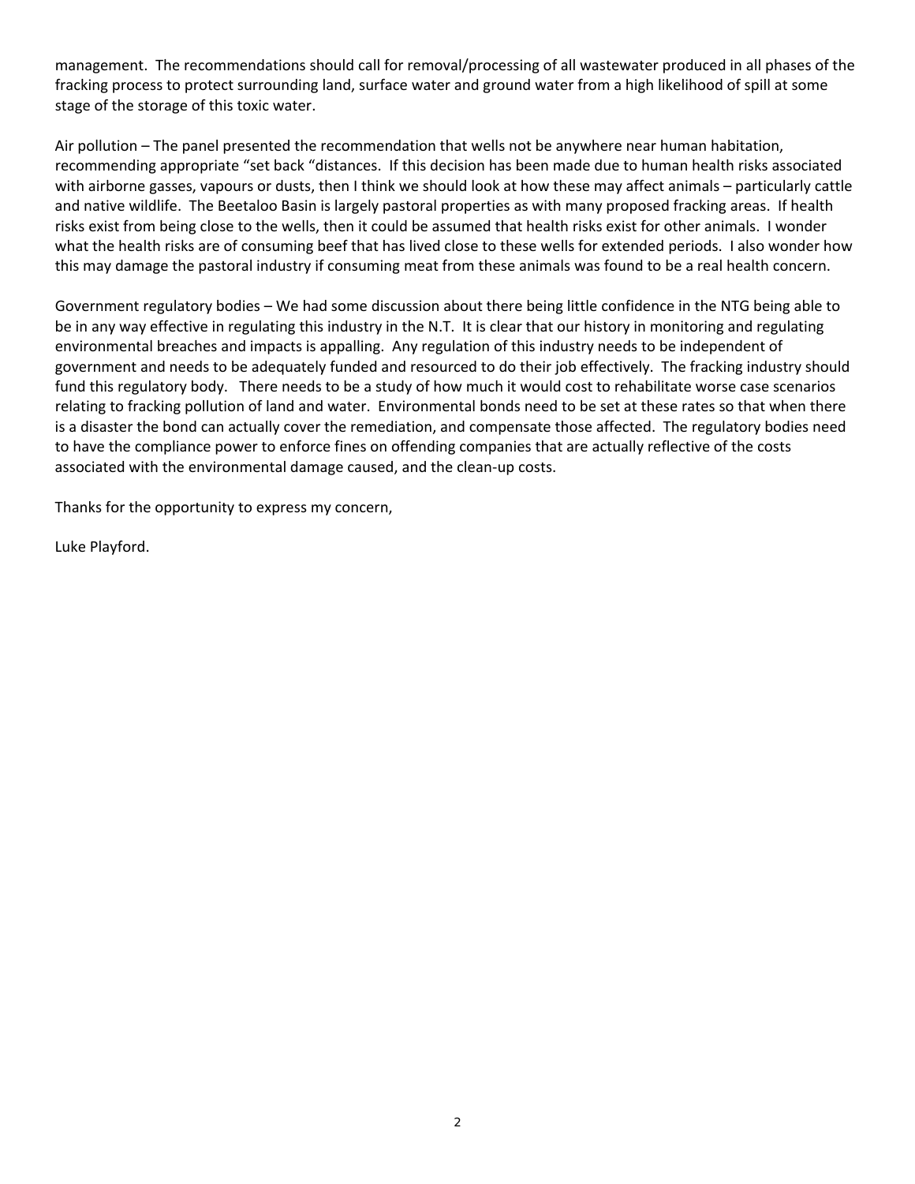management. The recommendations should call for removal/processing of all wastewater produced in all phases of the fracking process to protect surrounding land, surface water and ground water from a high likelihood of spill at some stage of the storage of this toxic water.

Air pollution – The panel presented the recommendation that wells not be anywhere near human habitation, recommending appropriate "set back "distances. If this decision has been made due to human health risks associated with airborne gasses, vapours or dusts, then I think we should look at how these may affect animals – particularly cattle and native wildlife. The Beetaloo Basin is largely pastoral properties as with many proposed fracking areas. If health risks exist from being close to the wells, then it could be assumed that health risks exist for other animals. I wonder what the health risks are of consuming beef that has lived close to these wells for extended periods. I also wonder how this may damage the pastoral industry if consuming meat from these animals was found to be a real health concern.

Government regulatory bodies – We had some discussion about there being little confidence in the NTG being able to be in any way effective in regulating this industry in the N.T. It is clear that our history in monitoring and regulating environmental breaches and impacts is appalling. Any regulation of this industry needs to be independent of government and needs to be adequately funded and resourced to do their job effectively. The fracking industry should fund this regulatory body. There needs to be a study of how much it would cost to rehabilitate worse case scenarios relating to fracking pollution of land and water. Environmental bonds need to be set at these rates so that when there is a disaster the bond can actually cover the remediation, and compensate those affected. The regulatory bodies need to have the compliance power to enforce fines on offending companies that are actually reflective of the costs associated with the environmental damage caused, and the clean-up costs.

Thanks for the opportunity to express my concern,

Luke Playford.